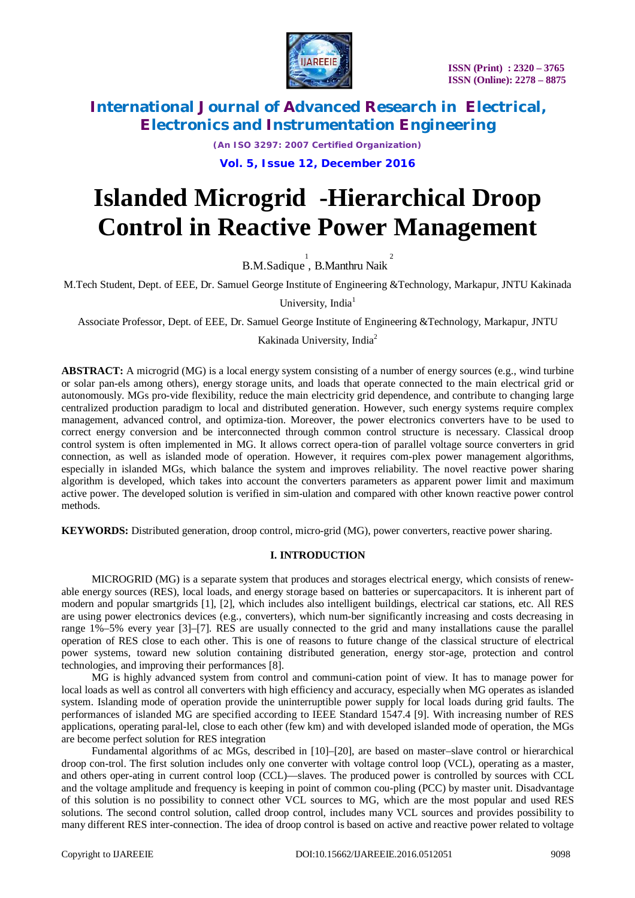# Islanded Microgrid -Hierarchical Droop Control in Reactive Power Management

B.M.Sadique [1], B.Manthru Naik [2]

M.Tech Student, Dept. of EEE, Dr. Samuel George Institute of Engineering &Technology, Markapur, JNTU Kakinada University, India[1]

Associate Professor, Dept. of EEE, Dr. Samuel George Institute of Engineering &Technology, Markapur, JNTU Kakinada University, India[2]

**ABSTRACT:** A microgrid (MG) is a local energy system consisting of a number of energy sources (e.g., wind turbine or solar pan-els among others), energy storage units, and loads that operate connected to the main electrical grid or autonomously. MGs pro-vide flexibility, reduce the main electricity grid dependence, and contribute to changing large centralized production paradigm to local and distributed generation. However, such energy systems require complex management, advanced control, and optimiza-tion. Moreover, the power electronics converters have to be used to correct energy conversion and be interconnected through common control structure is necessary. Classical droop control system is often implemented in MG. It allows correct opera-tion of parallel voltage source converters in grid connection, as well as islanded mode of operation. However, it requires com-plex power management algorithms, especially in islanded MGs, which balance the system and improves reliability. The novel reactive power sharing algorithm is developed, which takes into account the converters parameters as apparent power limit and maximum active power. The developed solution is verified in sim-ulation and compared with other known reactive power control methods.

**KEYWORDS:** Distributed generation, droop control, micro-grid (MG), power converters, reactive power sharing.

## I. INTRODUCTION

MICROGRID (MG) is a separate system that produces and storages electrical energy, which consists of renew-able energy sources (RES), local loads, and energy storage based on batteries or supercapacitors. It is inherent part of modern and popular smartgrids [1], [2], which includes also intelligent buildings, electrical car stations, etc. All RES are using power electronics devices (e.g., converters), which num-ber significantly increasing and costs decreasing in range 1%–5% every year [3]–[7]. RES are usually connected to the grid and many installations cause the parallel operation of RES close to each other. This is one of reasons to future change of the classical structure of electrical power systems, toward new solution containing distributed generation, energy stor-age, protection and control technologies, and improving their performances [8].

MG is highly advanced system from control and communi-cation point of view. It has to manage power for local loads as well as control all converters with high efficiency and accuracy, especially when MG operates as islanded system. Islanding mode of operation provide the uninterruptible power supply for local loads during grid faults. The performances of islanded MG are specified according to IEEE Standard 1547.4 [9]. With increasing number of RES applications, operating paral-lel, close to each other (few km) and with developed islanded mode of operation, the MGs are become perfect solution for RES integration

Fundamental algorithms of ac MGs, described in [10]–[20], are based on master–slave control or hierarchical droop con-trol. The first solution includes only one converter with voltage control loop (VCL), operating as a master, and others oper-ating in current control loop (CCL)—slaves. The produced power is controlled by sources with CCL and the voltage amplitude and frequency is keeping in point of common cou-pling (PCC) by master unit. Disadvantage of this solution is no possibility to connect other VCL sources to MG, which are the most popular and used RES solutions. The second control solution, called droop control, includes many VCL sources and provides possibility to many different RES inter-connection. The idea of droop control is based on active and reactive power related to voltage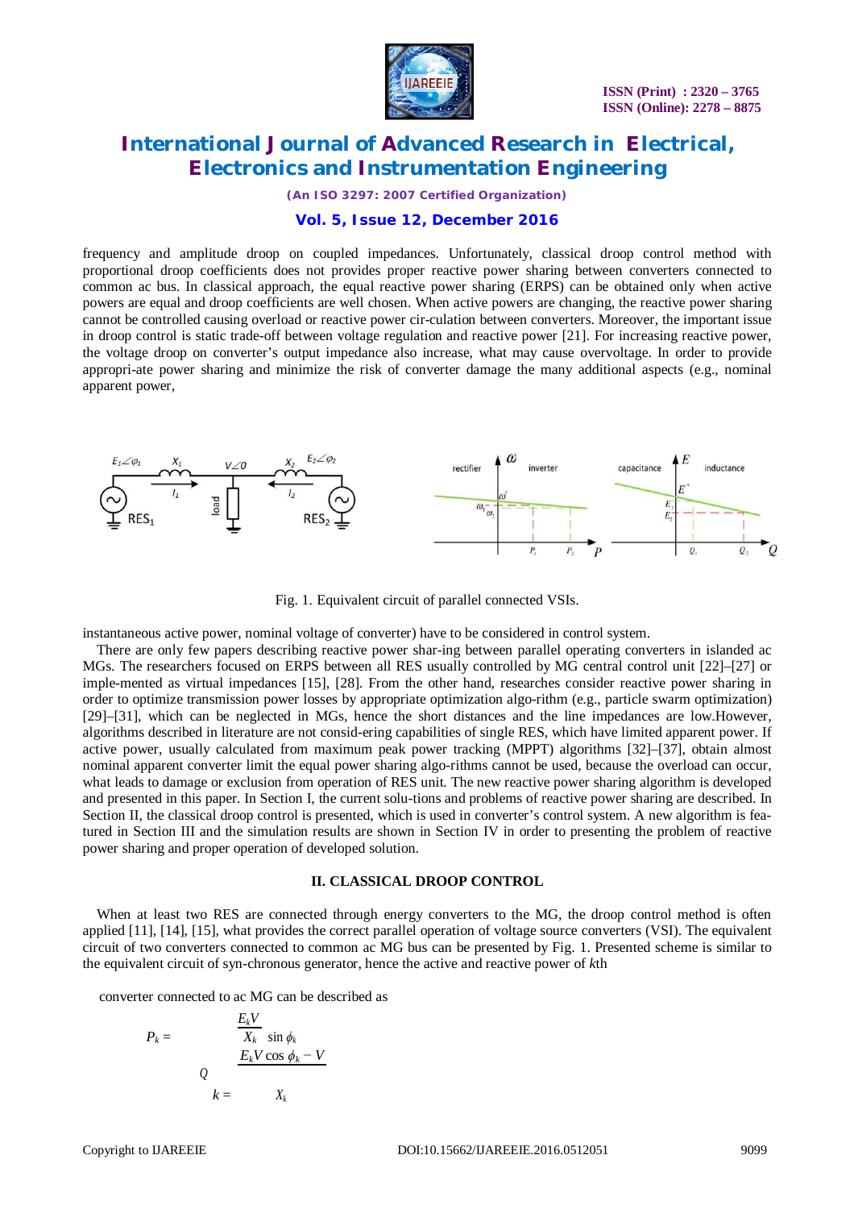frequency and amplitude droop on coupled impedances. Unfortunately, classical droop control method with proportional droop coefficients does not provides proper reactive power sharing between converters connected to common ac bus. In classical approach, the equal reactive power sharing (ERPS) can be obtained only when active powers are equal and droop coefficients are well chosen. When active powers are changing, the reactive power sharing cannot be controlled causing overload or reactive power cir-culation between converters. Moreover, the important issue in droop control is static trade-off between voltage regulation and reactive power [21]. For increasing reactive power, the voltage droop on converter's output impedance also increase, what may cause overvoltage. In order to provide appropri-ate power sharing and minimize the risk of converter damage the many additional aspects (e.g., nominal apparent power,

Fig. 1. Equivalent circuit of parallel connected VSIs.

instantaneous active power, nominal voltage of converter) have to be considered in control system.

There are only few papers describing reactive power shar-ing between parallel operating converters in islanded ac MGs. The researchers focused on ERPS between all RES usually controlled by MG central control unit [22]–[27] or imple-mented as virtual impedances [15], [28]. From the other hand, researches consider reactive power sharing in order to optimize transmission power losses by appropriate optimization algo-rithm (e.g., particle swarm optimization) [29]–[31], which can be neglected in MGs, hence the short distances and the line impedances are low.However, algorithms described in literature are not consid-ering capabilities of single RES, which have limited apparent power. If active power, usually calculated from maximum peak power tracking (MPPT) algorithms [32]–[37], obtain almost nominal apparent converter limit the equal power sharing algo-rithms cannot be used, because the overload can occur, what leads to damage or exclusion from operation of RES unit. The new reactive power sharing algorithm is developed and presented in this paper. In Section I, the current solu-tions and problems of reactive power sharing are described. In Section II, the classical droop control is presented, which is used in converter's control system. A new algorithm is fea-tured in Section III and the simulation results are shown in Section IV in order to presenting the problem of reactive power sharing and proper operation of developed solution.

## II. CLASSICAL DROOP CONTROL

When at least two RES are connected through energy converters to the MG, the droop control method is often applied [11], [14], [15], what provides the correct parallel operation of voltage source converters (VSI). The equivalent circuit of two converters connected to common ac MG bus can be presented by Fig. 1. Presented scheme is similar to the equivalent circuit of syn-chronous generator, hence the active and reactive power of $k$th

converter connected to ac MG can be described as

$$P_k = \frac{E_k V}{X_k} \sin \phi_k$$

$$Q_k = \frac{E_k V \cos \phi_k - V}{X_k}$$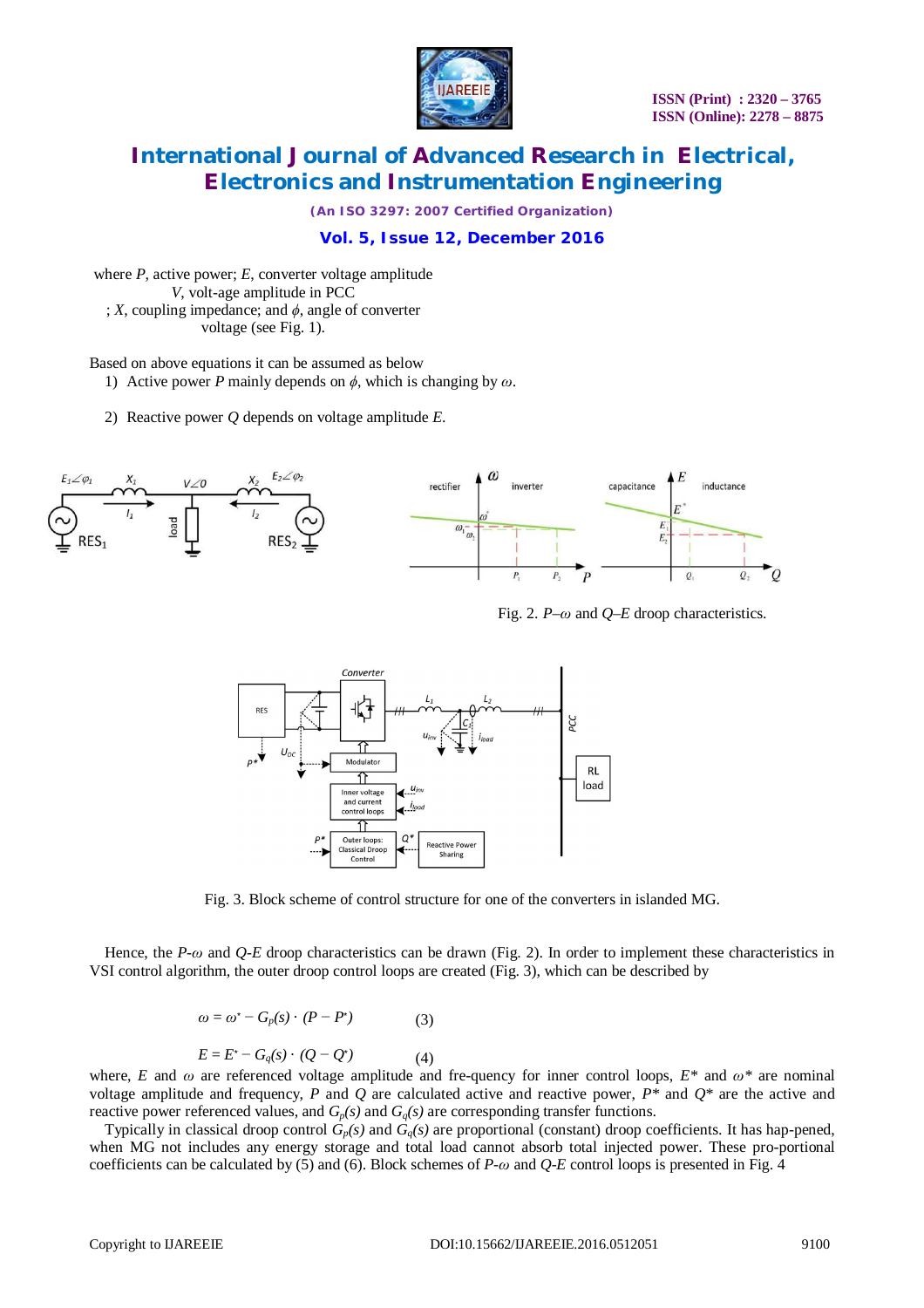where $P$, active power; $E$, converter voltage amplitude
$V$, volt-age amplitude in PCC
; $X$, coupling impedance; and $\phi$, angle of converter
voltage (see Fig. 1).

Based on above equations it can be assumed as below

1) Active power $P$ mainly depends on $\phi$, which is changing by $\omega$.
2) Reactive power $Q$ depends on voltage amplitude $E$.

Fig. 2. $P$–$\omega$ and $Q$–$E$ droop characteristics.

Fig. 3. Block scheme of control structure for one of the converters in islanded MG.

Hence, the $P$-$\omega$ and $Q$-$E$ droop characteristics can be drawn (Fig. 2). In order to implement these characteristics in VSI control algorithm, the outer droop control loops are created (Fig. 3), which can be described by

$$\omega = \omega^{*} - G_p(s) \cdot (P - P^{*}) \qquad (3)$$

$$E = E^{*} - G_q(s) \cdot (Q - Q^{*}) \qquad (4)$$

where, $E$ and $\omega$ are referenced voltage amplitude and fre-quency for inner control loops, $E^*$ and $\omega^*$ are nominal voltage amplitude and frequency, $P$ and $Q$ are calculated active and reactive power, $P^*$ and $Q^*$ are the active and reactive power referenced values, and $G_p(s)$ and $G_q(s)$ are corresponding transfer functions.

Typically in classical droop control $G_p(s)$ and $G_q(s)$ are proportional (constant) droop coefficients. It has hap-pened, when MG not includes any energy storage and total load cannot absorb total injected power. These pro-portional coefficients can be calculated by (5) and (6). Block schemes of $P$-$\omega$ and $Q$-$E$ control loops is presented in Fig. 4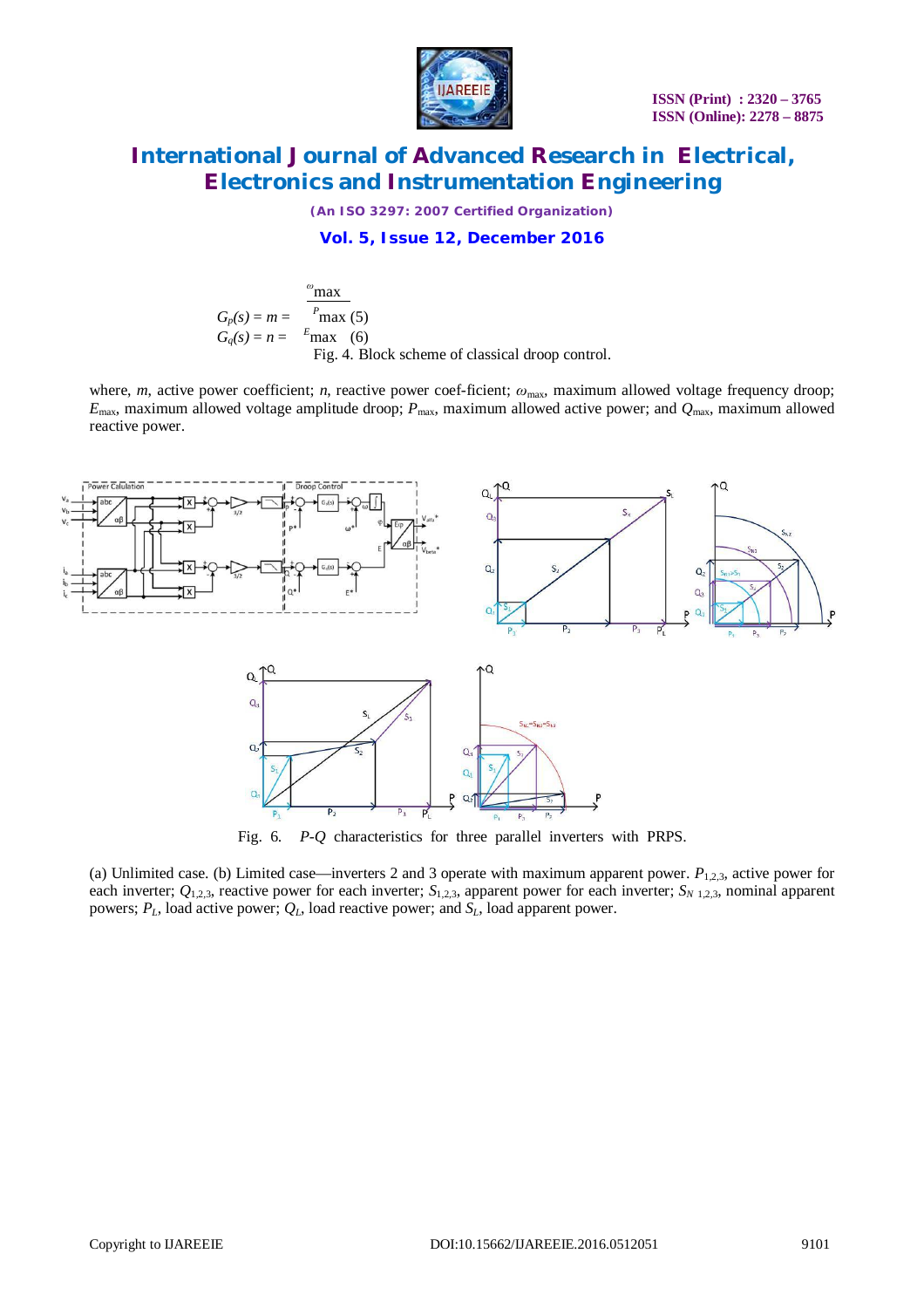$$G_p(s) = m = \frac{\omega_{max}}{P_{max}} \quad (5)$$

$$G_q(s) = n = \frac{E_{max}}{Q_{max}} \quad (6)$$

Fig. 4. Block scheme of classical droop control.

where, $m$, active power coefficient; $n$, reactive power coef-ficient; $\omega_{max}$, maximum allowed voltage frequency droop; $E_{max}$, maximum allowed voltage amplitude droop; $P_{max}$, maximum allowed active power; and $Q_{max}$, maximum allowed reactive power.

Fig. 6. *P-Q* characteristics for three parallel inverters with PRPS.

(a) Unlimited case. (b) Limited case—inverters 2 and 3 operate with maximum apparent power. $P_{1,2,3}$, active power for each inverter; $Q_{1,2,3}$, reactive power for each inverter; $S_{1,2,3}$, apparent power for each inverter; $S_{N\ 1,2,3}$, nominal apparent powers; $P_L$, load active power; $Q_L$, load reactive power; and $S_L$, load apparent power.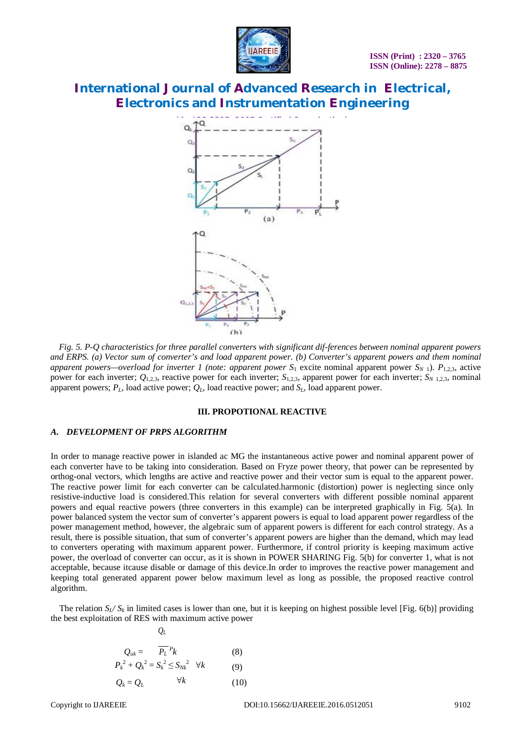Fig. 5. P-Q characteristics for three parallel converters with significant dif-ferences between nominal apparent powers and ERPS. (a) Vector sum of converter's and load apparent power. (b) Converter's apparent powers and them nominal apparent powers—overload for inverter 1 (note: apparent power $S_1$ excite nominal apparent power $S_{N\,1}$). $P_{1,2,3}$, active power for each inverter; $Q_{1,2,3}$, reactive power for each inverter; $S_{1,2,3}$, apparent power for each inverter; $S_{N\,1,2,3}$, nominal apparent powers; $P_L$, load active power; $Q_L$, load reactive power; and $S_L$, load apparent power.

## III. PROPOTIONAL REACTIVE

### A. DEVELOPMENT OF PRPS ALGORITHM

In order to manage reactive power in islanded ac MG the instantaneous active power and nominal apparent power of each converter have to be taking into consideration. Based on Fryze power theory, that power can be represented by orthog-onal vectors, which lengths are active and reactive power and their vector sum is equal to the apparent power. The reactive power limit for each converter can be calculated.harmonic (distortion) power is neglecting since only resistive-inductive load is considered.This relation for several converters with different possible nominal apparent powers and equal reactive powers (three converters in this example) can be interpreted graphically in Fig. 5(a). In power balanced system the vector sum of converter's apparent powers is equal to load apparent power regardless of the power management method, however, the algebraic sum of apparent powers is different for each control strategy. As a result, there is possible situation, that sum of converter's apparent powers are higher than the demand, which may lead to converters operating with maximum apparent power. Furthermore, if control priority is keeping maximum active power, the overload of converter can occur, as it is shown in POWER SHARING Fig. 5(b) for converter 1, what is not acceptable, because itcause disable or damage of this device.In order to improves the reactive power management and keeping total generated apparent power below maximum level as long as possible, the proposed reactive control algorithm.

The relation $S_L/S_k$ in limited cases is lower than one, but it is keeping on highest possible level [Fig. 6(b)] providing the best exploitation of RES with maximum active power

$$Q_{uk} = \frac{Q_L}{P_L} P_k \qquad (8)$$

$$P_k^2 + Q_k^2 = S_k^2 \leq S_{Nk}^2 \quad \forall k \qquad (9)$$

$$Q_k = Q_L \quad \forall k \qquad (10)$$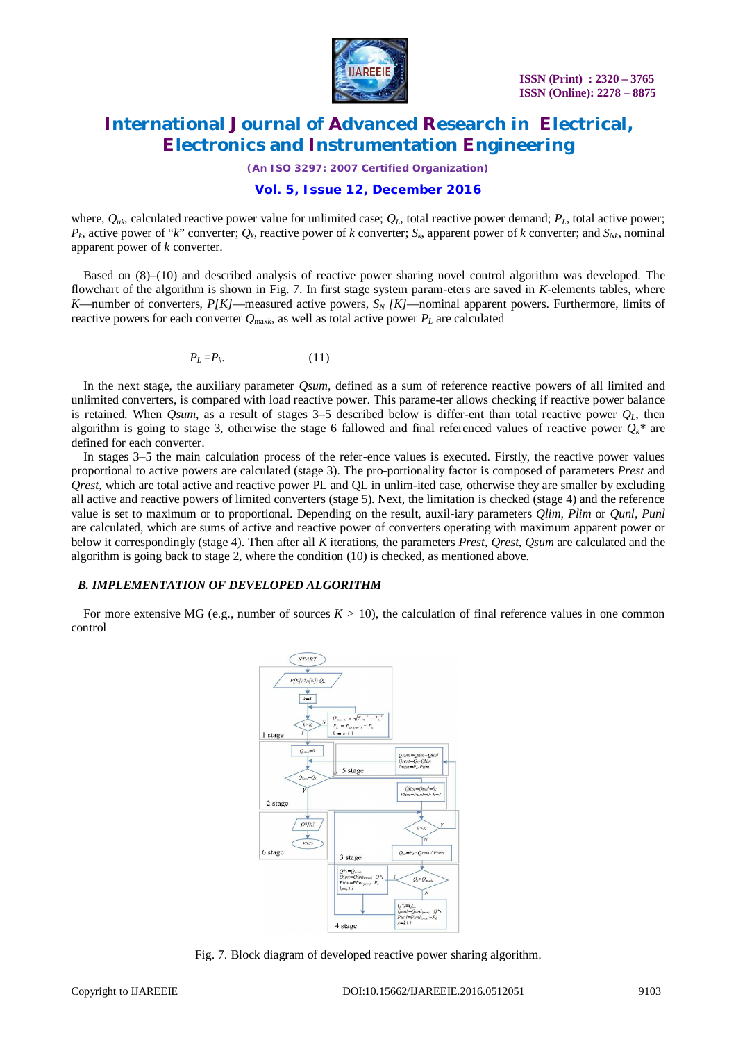where, $Q_{uk}$, calculated reactive power value for unlimited case; $Q_L$, total reactive power demand; $P_L$, total active power; $P_k$, active power of "$k$" converter; $Q_k$, reactive power of $k$ converter; $S_k$, apparent power of $k$ converter; and $S_{Nk}$, nominal apparent power of $k$ converter.

Based on (8)–(10) and described analysis of reactive power sharing novel control algorithm was developed. The flowchart of the algorithm is shown in Fig. 7. In first stage system param-eters are saved in $K$-elements tables, where $K$—number of converters, $P[K]$—measured active powers, $S_N$ $[K]$—nominal apparent powers. Furthermore, limits of reactive powers for each converter $Q_{maxk}$, as well as total active power $P_L$ are calculated

$$P_L = P_k. \qquad (11)$$

In the next stage, the auxiliary parameter $Qsum$, defined as a sum of reference reactive powers of all limited and unlimited converters, is compared with load reactive power. This parame-ter allows checking if reactive power balance is retained. When $Qsum$, as a result of stages 3–5 described below is differ-ent than total reactive power $Q_L$, then algorithm is going to stage 3, otherwise the stage 6 fallowed and final referenced values of reactive power $Q_k$* are defined for each converter.

In stages 3–5 the main calculation process of the refer-ence values is executed. Firstly, the reactive power values proportional to active powers are calculated (stage 3). The pro-portionality factor is composed of parameters *Prest* and *Qrest*, which are total active and reactive power PL and QL in unlim-ited case, otherwise they are smaller by excluding all active and reactive powers of limited converters (stage 5). Next, the limitation is checked (stage 4) and the reference value is set to maximum or to proportional. Depending on the result, auxil-iary parameters *Qlim*, *Plim* or *Qunl*, *Punl* are calculated, which are sums of active and reactive power of converters operating with maximum apparent power or below it correspondingly (stage 4). Then after all $K$ iterations, the parameters *Prest*, *Qrest*, *Qsum* are calculated and the algorithm is going back to stage 2, where the condition (10) is checked, as mentioned above.

### B. IMPLEMENTATION OF DEVELOPED ALGORITHM

For more extensive MG (e.g., number of sources $K > 10$), the calculation of final reference values in one common control

Fig. 7. Block diagram of developed reactive power sharing algorithm.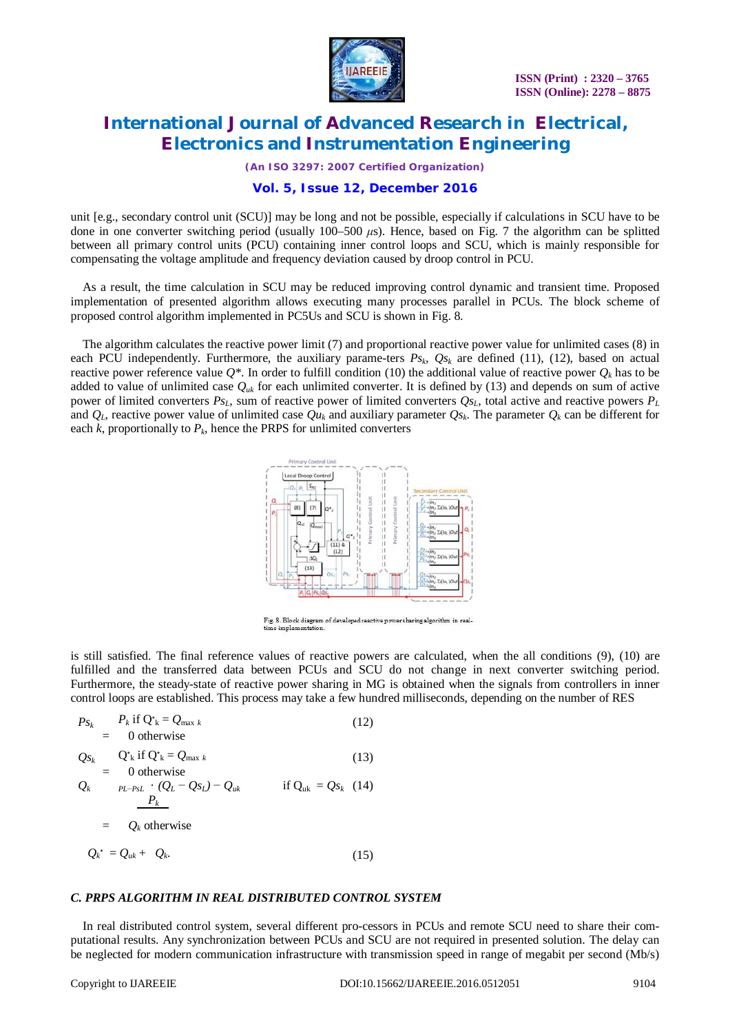unit [e.g., secondary control unit (SCU)] may be long and not be possible, especially if calculations in SCU have to be done in one converter switching period (usually 100–500 $\mu$s). Hence, based on Fig. 7 the algorithm can be splitted between all primary control units (PCU) containing inner control loops and SCU, which is mainly responsible for compensating the voltage amplitude and frequency deviation caused by droop control in PCU.

As a result, the time calculation in SCU may be reduced improving control dynamic and transient time. Proposed implementation of presented algorithm allows executing many processes parallel in PCUs. The block scheme of proposed control algorithm implemented in PC5Us and SCU is shown in Fig. 8.

The algorithm calculates the reactive power limit (7) and proportional reactive power value for unlimited cases (8) in each PCU independently. Furthermore, the auxiliary parame-ters $Ps_k$, $Qs_k$ are defined (11), (12), based on actual reactive power reference value $Q^*$. In order to fulfill condition (10) the additional value of reactive power $Q_k$ has to be added to value of unlimited case $Q_{uk}$ for each unlimited converter. It is defined by (13) and depends on sum of active power of limited converters $Ps_L$, sum of reactive power of limited converters $Qs_L$, total active and reactive powers $P_L$ and $Q_L$, reactive power value of unlimited case $Qu_k$ and auxiliary parameter $Qs_k$. The parameter $Q_k$ can be different for each $k$, proportionally to $P_k$, hence the PRPS for unlimited converters

Fig. 8. Block diagram of developed reactive power sharing algorithm in real-time implementation.

is still satisfied. The final reference values of reactive powers are calculated, when the all conditions (9), (10) are fulfilled and the transferred data between PCUs and SCU do not change in next converter switching period. Furthermore, the steady-state of reactive power sharing in MG is obtained when the signals from controllers in inner control loops are established. This process may take a few hundred milliseconds, depending on the number of RES

$$Ps_k = \begin{cases} P_k & \text{if } Q^*_k = Q_{\max k} \\ 0 & \text{otherwise} \end{cases} \quad (12)$$

$$Qs_k = \begin{cases} Q^*_k & \text{if } Q^*_k = Q_{\max k} \\ 0 & \text{otherwise} \end{cases} \quad (13)$$

$$Q_k = \begin{cases} \dfrac{P_k}{P_L - Ps_L} \cdot (Q_L - Qs_L) - Q_{uk} & \text{if } Q_{uk} = Qs_k \\ Q_k & \text{otherwise} \end{cases} \quad (14)$$

$$Q_k^* = Q_{uk} + Q_k. \quad (15)$$

### C. PRPS ALGORITHM IN REAL DISTRIBUTED CONTROL SYSTEM

In real distributed control system, several different pro-cessors in PCUs and remote SCU need to share their com-putational results. Any synchronization between PCUs and SCU are not required in presented solution. The delay can be neglected for modern communication infrastructure with transmission speed in range of megabit per second (Mb/s)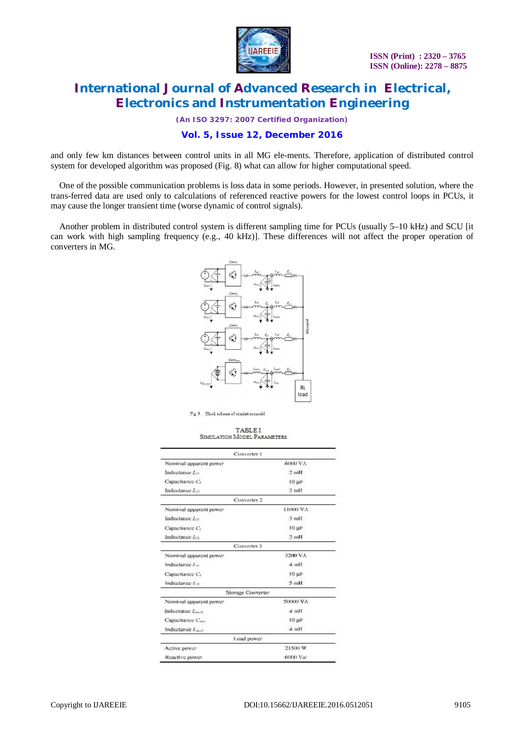and only few km distances between control units in all MG ele-ments. Therefore, application of distributed control system for developed algorithm was proposed (Fig. 8) what can allow for higher computational speed.

One of the possible communication problems is loss data in some periods. However, in presented solution, where the trans-ferred data are used only to calculations of referenced reactive powers for the lowest control loops in PCUs, it may cause the longer transient time (worse dynamic of control signals).

Another problem in distributed control system is different sampling time for PCUs (usually 5–10 kHz) and SCU [it can work with high sampling frequency (e.g., 40 kHz)]. These differences will not affect the proper operation of converters in MG.

Fig. 9. Block scheme of simulation model.

TABLE I
SIMULATION MODEL PARAMETERS

| Parameter | Value |
|---|---|
| **Converter 1** | |
| Nominal apparent power | 6000 VA |
| Inductance $L_{f1}$ | 2 mH |
| Capacitance $C_f$ | 10 µF |
| Inductance $L_{f2}$ | 3 mH |
| **Converter 2** | |
| Nominal apparent power | 11000 VA |
| Inductance $L_{f1}$ | 3 mH |
| Capacitance $C_f$ | 10 µF |
| Inductance $L_{f2}$ | 2 mH |
| **Converter 3** | |
| Nominal apparent power | 3200 VA |
| Inductance $L_{f1}$ | 4 mH |
| Capacitance $C_f$ | 10 µF |
| Inductance $L_{f2}$ | 5 mH |
| **Storage Converter** | |
| Nominal apparent power | 50000 VA |
| Inductance $L_{stor1}$ | 4 mH |
| Capacitance $C_{stor}$ | 10 µF |
| Inductance $L_{stor2}$ | 4 mH |
| **Load power** | |
| Active power | 21500 W |
| Reactive power | 6000 Var |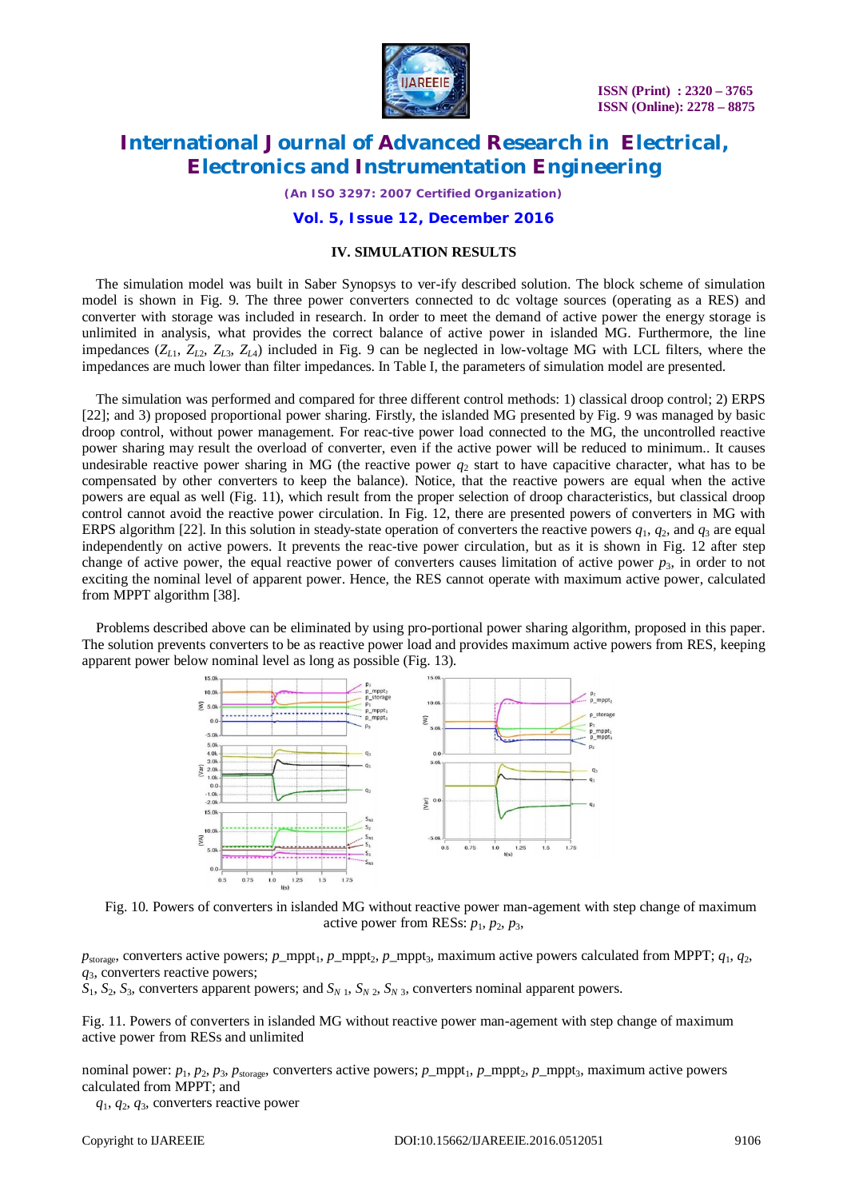## IV. SIMULATION RESULTS

The simulation model was built in Saber Synopsys to ver-ify described solution. The block scheme of simulation model is shown in Fig. 9. The three power converters connected to dc voltage sources (operating as a RES) and converter with storage was included in research. In order to meet the demand of active power the energy storage is unlimited in analysis, what provides the correct balance of active power in islanded MG. Furthermore, the line impedances ($Z_{L1}$, $Z_{L2}$, $Z_{L3}$, $Z_{L4}$) included in Fig. 9 can be neglected in low-voltage MG with LCL filters, where the impedances are much lower than filter impedances. In Table I, the parameters of simulation model are presented.

The simulation was performed and compared for three different control methods: 1) classical droop control; 2) ERPS [22]; and 3) proposed proportional power sharing. Firstly, the islanded MG presented by Fig. 9 was managed by basic droop control, without power management. For reac-tive power load connected to the MG, the uncontrolled reactive power sharing may result the overload of converter, even if the active power will be reduced to minimum.. It causes undesirable reactive power sharing in MG (the reactive power $q_2$ start to have capacitive character, what has to be compensated by other converters to keep the balance). Notice, that the reactive powers are equal when the active powers are equal as well (Fig. 11), which result from the proper selection of droop characteristics, but classical droop control cannot avoid the reactive power circulation. In Fig. 12, there are presented powers of converters in MG with ERPS algorithm [22]. In this solution in steady-state operation of converters the reactive powers $q_1$, $q_2$, and $q_3$ are equal independently on active powers. It prevents the reac-tive power circulation, but as it is shown in Fig. 12 after step change of active power, the equal reactive power of converters causes limitation of active power $p_3$, in order to not exciting the nominal level of apparent power. Hence, the RES cannot operate with maximum active power, calculated from MPPT algorithm [38].

Problems described above can be eliminated by using pro-portional power sharing algorithm, proposed in this paper. The solution prevents converters to be as reactive power load and provides maximum active powers from RES, keeping apparent power below nominal level as long as possible (Fig. 13).

Fig. 10. Powers of converters in islanded MG without reactive power man-agement with step change of maximum active power from RESs: $p_1$, $p_2$, $p_3$,

$p_{storage}$, converters active powers; $p\_mppt_1$, $p\_mppt_2$, $p\_mppt_3$, maximum active powers calculated from MPPT; $q_1$, $q_2$, $q_3$, converters reactive powers;
$S_1$, $S_2$, $S_3$, converters apparent powers; and $S_{N\,1}$, $S_{N\,2}$, $S_{N\,3}$, converters nominal apparent powers.

Fig. 11. Powers of converters in islanded MG without reactive power man-agement with step change of maximum active power from RESs and unlimited

nominal power: $p_1$, $p_2$, $p_3$, $p_{storage}$, converters active powers; $p\_mppt_1$, $p\_mppt_2$, $p\_mppt_3$, maximum active powers calculated from MPPT; and

$q_1$, $q_2$, $q_3$, converters reactive power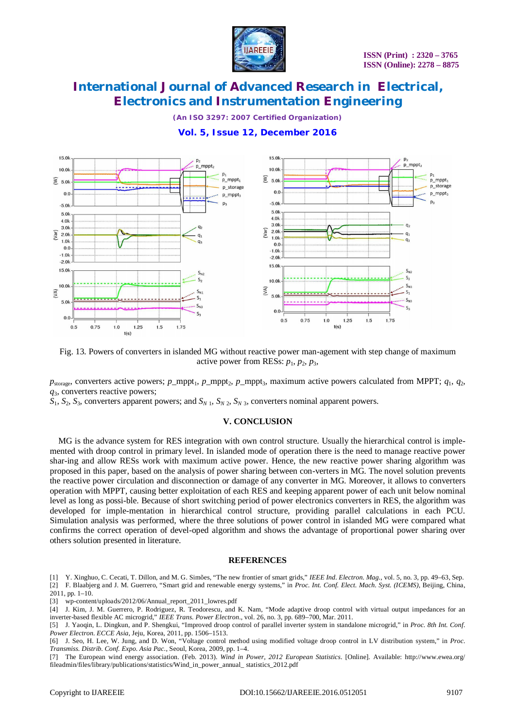Fig. 13. Powers of converters in islanded MG without reactive power man-agement with step change of maximum active power from RESs: $p_1$, $p_2$, $p_3$,

$p_{storage}$, converters active powers; $p\_mppt_1$, $p\_mppt_2$, $p\_mppt_3$, maximum active powers calculated from MPPT; $q_1$, $q_2$, $q_3$, converters reactive powers;
$S_1$, $S_2$, $S_3$, converters apparent powers; and $S_{N\,1}$, $S_{N\,2}$, $S_{N\,3}$, converters nominal apparent powers.

## V. CONCLUSION

MG is the advance system for RES integration with own control structure. Usually the hierarchical control is imple-mented with droop control in primary level. In islanded mode of operation there is the need to manage reactive power shar-ing and allow RESs work with maximum active power. Hence, the new reactive power sharing algorithm was proposed in this paper, based on the analysis of power sharing between con-verters in MG. The novel solution prevents the reactive power circulation and disconnection or damage of any converter in MG. Moreover, it allows to converters operation with MPPT, causing better exploitation of each RES and keeping apparent power of each unit below nominal level as long as possi-ble. Because of short switching period of power electronics converters in RES, the algorithm was developed for imple-mentation in hierarchical control structure, providing parallel calculations in each PCU. Simulation analysis was performed, where the three solutions of power control in islanded MG were compared what confirms the correct operation of devel-oped algorithm and shows the advantage of proportional power sharing over others solution presented in literature.

## REFERENCES

[1] Y. Xinghuo, C. Cecati, T. Dillon, and M. G. Simões, "The new frontier of smart grids," *IEEE Ind. Electron. Mag.*, vol. 5, no. 3, pp. 49–63, Sep.
[2] F. Blaabjerg and J. M. Guerrero, "Smart grid and renewable energy systems," in *Proc. Int. Conf. Elect. Mach. Syst. (ICEMS)*, Beijing, China, 2011, pp. 1–10.
[3] wp-content/uploads/2012/06/Annual_report_2011_lowres.pdf
[4] J. Kim, J. M. Guerrero, P. Rodriguez, R. Teodorescu, and K. Nam, "Mode adaptive droop control with virtual output impedances for an inverter-based flexible AC microgrid," *IEEE Trans. Power Electron.*, vol. 26, no. 3, pp. 689–700, Mar. 2011.
[5] J. Yaoqin, L. Dingkun, and P. Shengkui, "Improved droop control of parallel inverter system in standalone microgrid," in *Proc. 8th Int. Conf. Power Electron. ECCE Asia*, Jeju, Korea, 2011, pp. 1506–1513.
[6] J. Seo, H. Lee, W. Jung, and D. Won, "Voltage control method using modified voltage droop control in LV distribution system," in *Proc. Transmiss. Distrib. Conf. Expo. Asia Pac.*, Seoul, Korea, 2009, pp. 1–4.
[7] The European wind energy association. (Feb. 2013). *Wind in Power, 2012 European Statistics*. [Online]. Available: http://www.ewea.org/fileadmin/files/library/publications/statistics/Wind_in_power_annual_ statistics_2012.pdf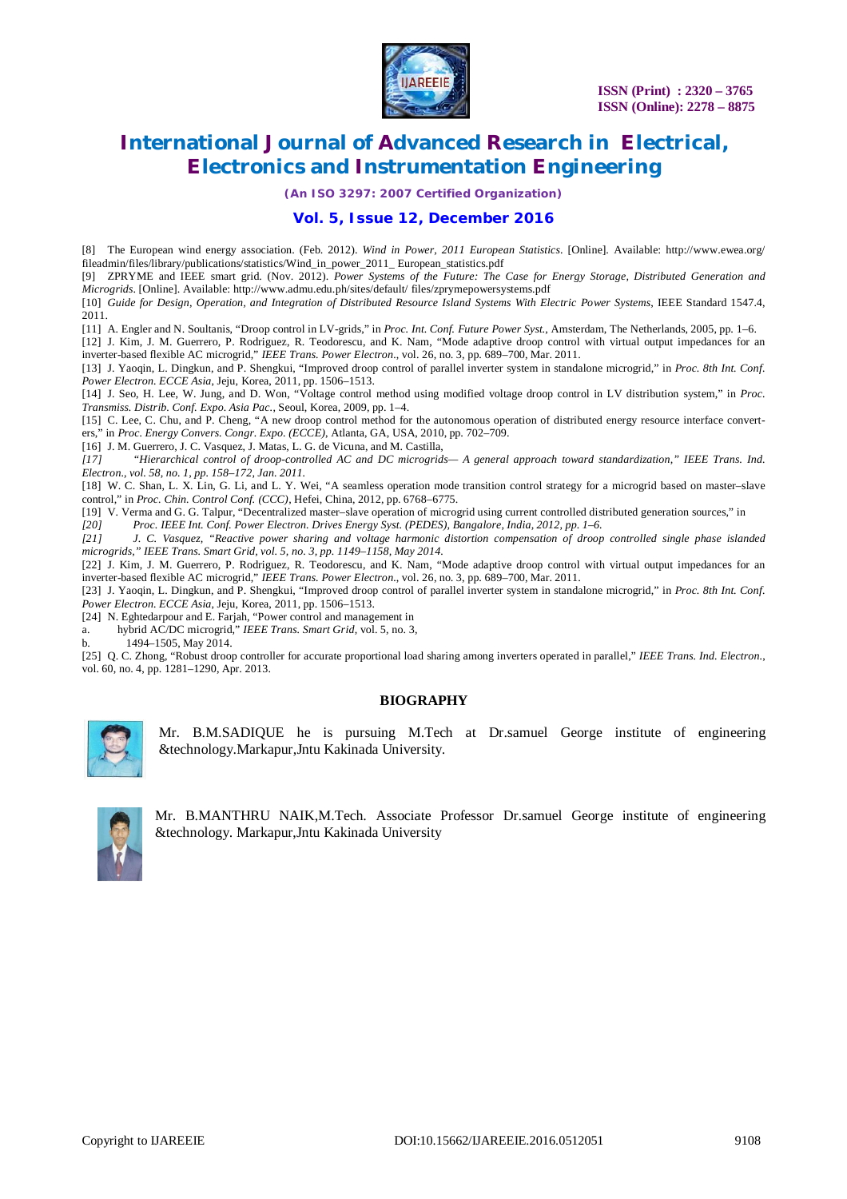[8] The European wind energy association. (Feb. 2012). *Wind in Power, 2011 European Statistics*. [Online]. Available: http://www.ewea.org/ fileadmin/files/library/publications/statistics/Wind_in_power_2011_ European_statistics.pdf

[9] ZPRYME and IEEE smart grid. (Nov. 2012). *Power Systems of the Future: The Case for Energy Storage, Distributed Generation and Microgrids*. [Online]. Available: http://www.admu.edu.ph/sites/default/ files/zprymepowersystems.pdf

[10] *Guide for Design, Operation, and Integration of Distributed Resource Island Systems With Electric Power Systems*, IEEE Standard 1547.4, 2011.

[11] A. Engler and N. Soultanis, "Droop control in LV-grids," in *Proc. Int. Conf. Future Power Syst.*, Amsterdam, The Netherlands, 2005, pp. 1–6.

[12] J. Kim, J. M. Guerrero, P. Rodriguez, R. Teodorescu, and K. Nam, "Mode adaptive droop control with virtual output impedances for an inverter-based flexible AC microgrid," *IEEE Trans. Power Electron.*, vol. 26, no. 3, pp. 689–700, Mar. 2011.

[13] J. Yaoqin, L. Dingkun, and P. Shengkui, "Improved droop control of parallel inverter system in standalone microgrid," in *Proc. 8th Int. Conf. Power Electron. ECCE Asia*, Jeju, Korea, 2011, pp. 1506–1513.

[14] J. Seo, H. Lee, W. Jung, and D. Won, "Voltage control method using modified voltage droop control in LV distribution system," in *Proc. Transmiss. Distrib. Conf. Expo. Asia Pac.*, Seoul, Korea, 2009, pp. 1–4.

[15] C. Lee, C. Chu, and P. Cheng, "A new droop control method for the autonomous operation of distributed energy resource interface converters," in *Proc. Energy Convers. Congr. Expo. (ECCE)*, Atlanta, GA, USA, 2010, pp. 702–709.

[16] J. M. Guerrero, J. C. Vasquez, J. Matas, L. G. de Vicuna, and M. Castilla,

*[17] "Hierarchical control of droop-controlled AC and DC microgrids— A general approach toward standardization," IEEE Trans. Ind. Electron., vol. 58, no. 1, pp. 158–172, Jan. 2011.*

[18] W. C. Shan, L. X. Lin, G. Li, and L. Y. Wei, "A seamless operation mode transition control strategy for a microgrid based on master–slave control," in *Proc. Chin. Control Conf. (CCC)*, Hefei, China, 2012, pp. 6768–6775.

[19] V. Verma and G. G. Talpur, "Decentralized master–slave operation of microgrid using current controlled distributed generation sources," in

*[20] Proc. IEEE Int. Conf. Power Electron. Drives Energy Syst. (PEDES), Bangalore, India, 2012, pp. 1–6.*

*[21] J. C. Vasquez, "Reactive power sharing and voltage harmonic distortion compensation of droop controlled single phase islanded microgrids," IEEE Trans. Smart Grid, vol. 5, no. 3, pp. 1149–1158, May 2014.*

[22] J. Kim, J. M. Guerrero, P. Rodriguez, R. Teodorescu, and K. Nam, "Mode adaptive droop control with virtual output impedances for an inverter-based flexible AC microgrid," *IEEE Trans. Power Electron.*, vol. 26, no. 3, pp. 689–700, Mar. 2011.

[23] J. Yaoqin, L. Dingkun, and P. Shengkui, "Improved droop control of parallel inverter system in standalone microgrid," in *Proc. 8th Int. Conf. Power Electron. ECCE Asia*, Jeju, Korea, 2011, pp. 1506–1513.

[24] N. Eghtedarpour and E. Farjah, "Power control and management in

a. hybrid AC/DC microgrid," *IEEE Trans. Smart Grid*, vol. 5, no. 3,

b. 1494–1505, May 2014.

[25] Q. C. Zhong, "Robust droop controller for accurate proportional load sharing among inverters operated in parallel," *IEEE Trans. Ind. Electron.*, vol. 60, no. 4, pp. 1281–1290, Apr. 2013.

## BIOGRAPHY

Mr. B.M.SADIQUE he is pursuing M.Tech at Dr.samuel George institute of engineering &technology.Markapur,Jntu Kakinada University.

Mr. B.MANTHRU NAIK,M.Tech. Associate Professor Dr.samuel George institute of engineering &technology. Markapur,Jntu Kakinada University